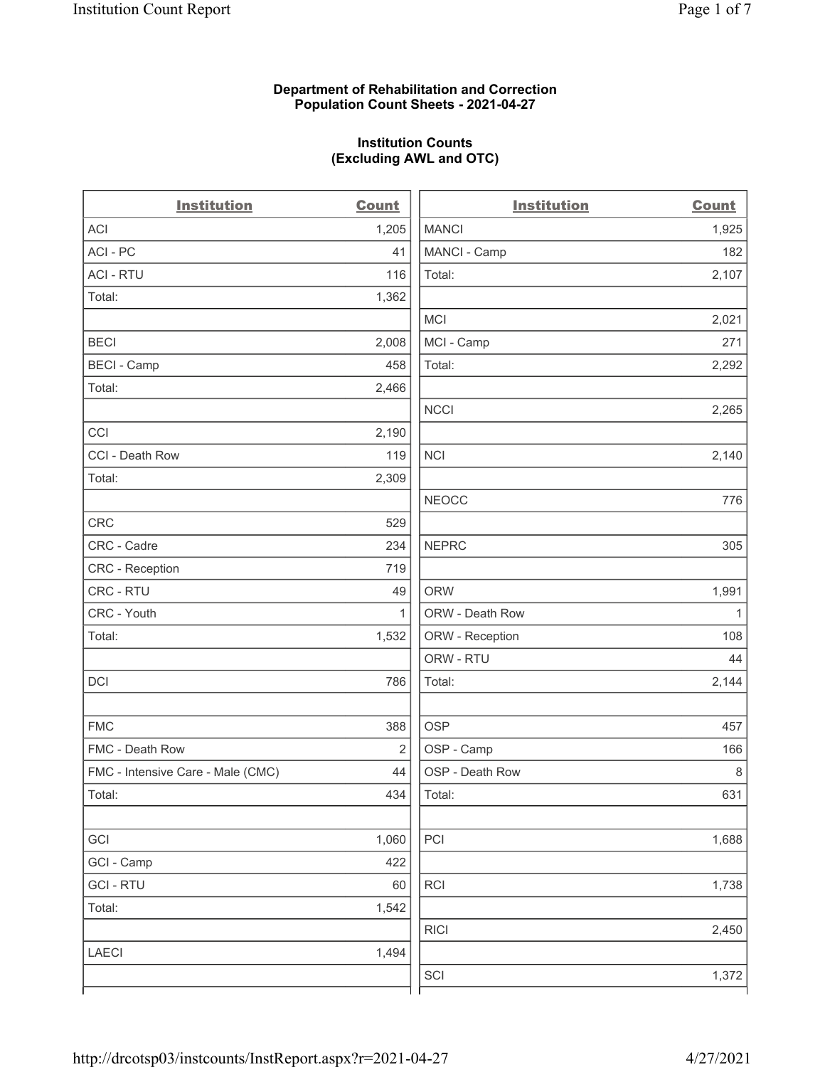**Department of Rehabilitation and Correction**
**Population Count Sheets - 2021-04-27**

**Institution Counts**
**(Excluding AWL and OTC)**

| Institution | Count |
|---|---|
| ACI | 1,205 |
| ACI - PC | 41 |
| ACI - RTU | 116 |
| Total: | 1,362 |
| | |
| BECI | 2,008 |
| BECI - Camp | 458 |
| Total: | 2,466 |
| | |
| CCI | 2,190 |
| CCI - Death Row | 119 |
| Total: | 2,309 |
| | |
| CRC | 529 |
| CRC - Cadre | 234 |
| CRC - Reception | 719 |
| CRC - RTU | 49 |
| CRC - Youth | 1 |
| Total: | 1,532 |
| | |
| DCI | 786 |
| | |
| FMC | 388 |
| FMC - Death Row | 2 |
| FMC - Intensive Care - Male (CMC) | 44 |
| Total: | 434 |
| | |
| GCI | 1,060 |
| GCI - Camp | 422 |
| GCI - RTU | 60 |
| Total: | 1,542 |
| | |
| LAECI | 1,494 |
| | |
| MANCI | 1,925 |
| MANCI - Camp | 182 |
| Total: | 2,107 |
| | |
| MCI | 2,021 |
| MCI - Camp | 271 |
| Total: | 2,292 |
| | |
| NCCI | 2,265 |
| | |
| NCI | 2,140 |
| | |
| NEOCC | 776 |
| | |
| NEPRC | 305 |
| | |
| ORW | 1,991 |
| ORW - Death Row | 1 |
| ORW - Reception | 108 |
| ORW - RTU | 44 |
| Total: | 2,144 |
| | |
| OSP | 457 |
| OSP - Camp | 166 |
| OSP - Death Row | 8 |
| Total: | 631 |
| | |
| PCI | 1,688 |
| | |
| RCI | 1,738 |
| | |
| RICI | 2,450 |
| | |
| SCI | 1,372 |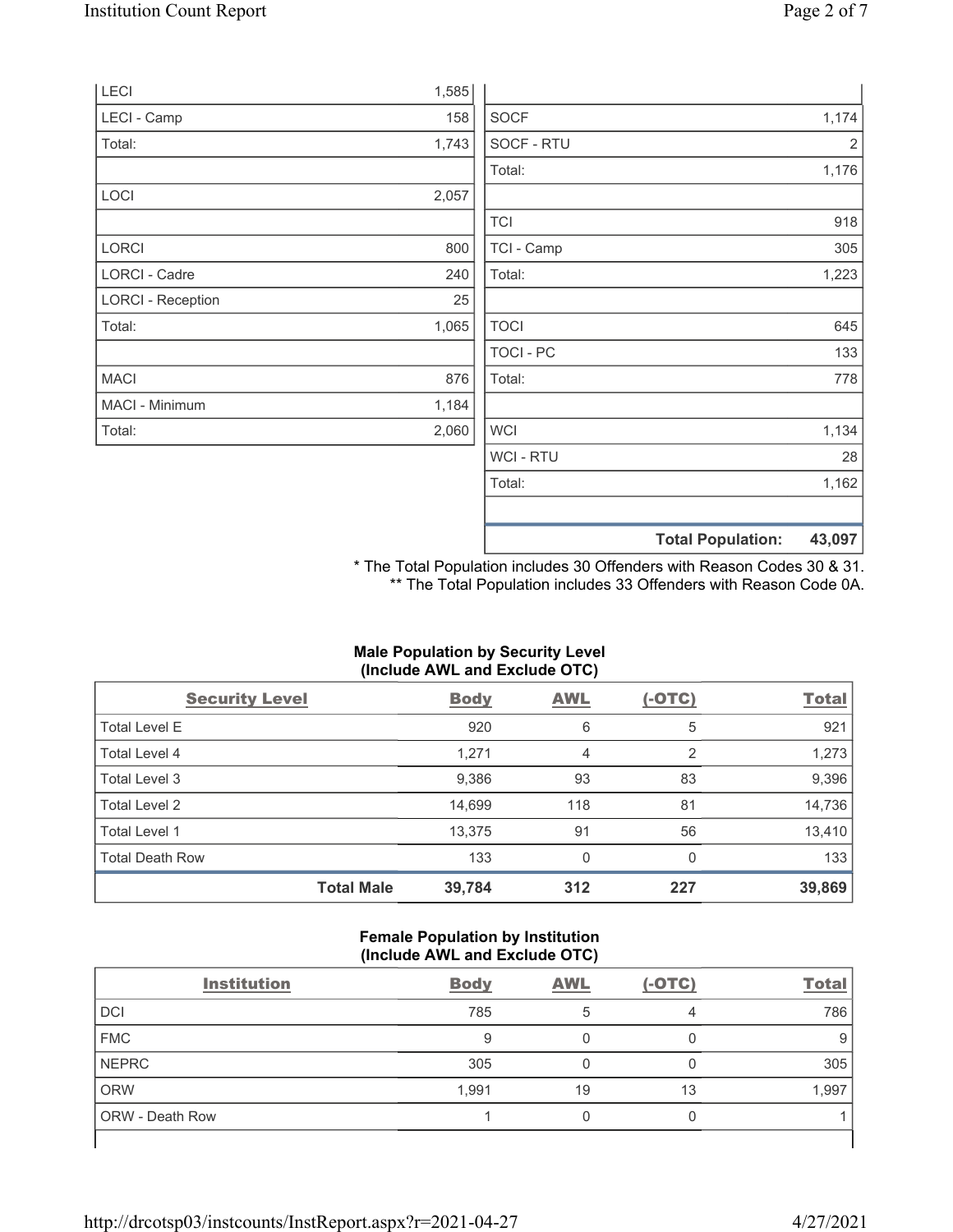| | |
|---|---|
| LECI | 1,585 |
| LECI - Camp | 158 |
| Total: | 1,743 |
| | |
| LOCI | 2,057 |
| | |
| LORCI | 800 |
| LORCI - Cadre | 240 |
| LORCI - Reception | 25 |
| Total: | 1,065 |
| | |
| MACI | 876 |
| MACI - Minimum | 1,184 |
| Total: | 2,060 |

| | |
|---|---|
| | |
| SOCF | 1,174 |
| SOCF - RTU | 2 |
| Total: | 1,176 |
| | |
| TCI | 918 |
| TCI - Camp | 305 |
| Total: | 1,223 |
| | |
| TOCI | 645 |
| TOCI - PC | 133 |
| Total: | 778 |
| | |
| WCI | 1,134 |
| WCI - RTU | 28 |
| Total: | 1,162 |
| | |
| **Total Population:** | **43,097** |

\* The Total Population includes 30 Offenders with Reason Codes 30 & 31.
\*\* The Total Population includes 33 Offenders with Reason Code 0A.

### Male Population by Security Level (Include AWL and Exclude OTC)

| Security Level | Body | AWL | (-OTC) | Total |
|---|---|---|---|---|
| Total Level E | 920 | 6 | 5 | 921 |
| Total Level 4 | 1,271 | 4 | 2 | 1,273 |
| Total Level 3 | 9,386 | 93 | 83 | 9,396 |
| Total Level 2 | 14,699 | 118 | 81 | 14,736 |
| Total Level 1 | 13,375 | 91 | 56 | 13,410 |
| Total Death Row | 133 | 0 | 0 | 133 |
| **Total Male** | **39,784** | **312** | **227** | **39,869** |

### Female Population by Institution (Include AWL and Exclude OTC)

| Institution | Body | AWL | (-OTC) | Total |
|---|---|---|---|---|
| DCI | 785 | 5 | 4 | 786 |
| FMC | 9 | 0 | 0 | 9 |
| NEPRC | 305 | 0 | 0 | 305 |
| ORW | 1,991 | 19 | 13 | 1,997 |
| ORW - Death Row | 1 | 0 | 0 | 1 |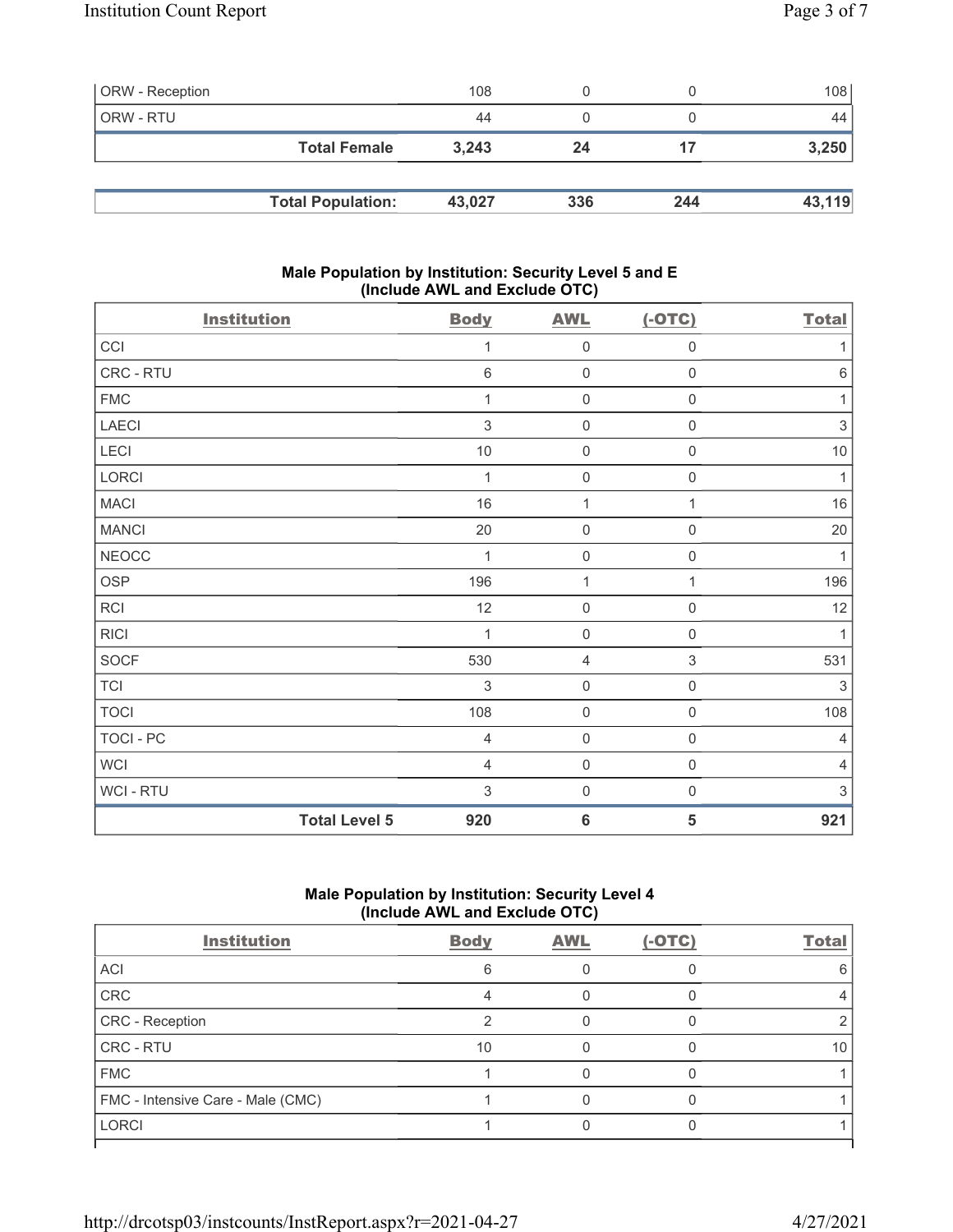| ORW - Reception | 108 | 0 | 0 | 108 |
|---|---|---|---|---|
| ORW - RTU | 44 | 0 | 0 | 44 |
| **Total Female** | **3,243** | **24** | **17** | **3,250** |

| **Total Population:** | **43,027** | **336** | **244** | **43,119** |
|---|---|---|---|---|

### Male Population by Institution: Security Level 5 and E (Include AWL and Exclude OTC)

| Institution | Body | AWL | (-OTC) | Total |
|---|---|---|---|---|
| CCI | 1 | 0 | 0 | 1 |
| CRC - RTU | 6 | 0 | 0 | 6 |
| FMC | 1 | 0 | 0 | 1 |
| LAECI | 3 | 0 | 0 | 3 |
| LECI | 10 | 0 | 0 | 10 |
| LORCI | 1 | 0 | 0 | 1 |
| MACI | 16 | 1 | 1 | 16 |
| MANCI | 20 | 0 | 0 | 20 |
| NEOCC | 1 | 0 | 0 | 1 |
| OSP | 196 | 1 | 1 | 196 |
| RCI | 12 | 0 | 0 | 12 |
| RICI | 1 | 0 | 0 | 1 |
| SOCF | 530 | 4 | 3 | 531 |
| TCI | 3 | 0 | 0 | 3 |
| TOCI | 108 | 0 | 0 | 108 |
| TOCI - PC | 4 | 0 | 0 | 4 |
| WCI | 4 | 0 | 0 | 4 |
| WCI - RTU | 3 | 0 | 0 | 3 |
| **Total Level 5** | **920** | **6** | **5** | **921** |

### Male Population by Institution: Security Level 4 (Include AWL and Exclude OTC)

| Institution | Body | AWL | (-OTC) | Total |
|---|---|---|---|---|
| ACI | 6 | 0 | 0 | 6 |
| CRC | 4 | 0 | 0 | 4 |
| CRC - Reception | 2 | 0 | 0 | 2 |
| CRC - RTU | 10 | 0 | 0 | 10 |
| FMC | 1 | 0 | 0 | 1 |
| FMC - Intensive Care - Male (CMC) | 1 | 0 | 0 | 1 |
| LORCI | 1 | 0 | 0 | 1 |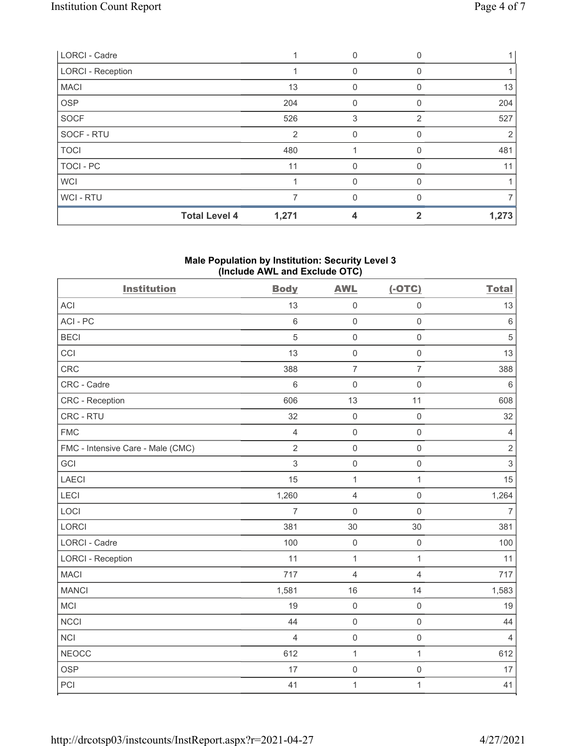| | Body | AWL | (-OTC) | Total |
|---|---|---|---|---|
| LORCI - Cadre | 1 | 0 | 0 | 1 |
| LORCI - Reception | 1 | 0 | 0 | 1 |
| MACI | 13 | 0 | 0 | 13 |
| OSP | 204 | 0 | 0 | 204 |
| SOCF | 526 | 3 | 2 | 527 |
| SOCF - RTU | 2 | 0 | 0 | 2 |
| TOCI | 480 | 1 | 0 | 481 |
| TOCI - PC | 11 | 0 | 0 | 11 |
| WCI | 1 | 0 | 0 | 1 |
| WCI - RTU | 7 | 0 | 0 | 7 |
| **Total Level 4** | **1,271** | **4** | **2** | **1,273** |

## Male Population by Institution: Security Level 3 (Include AWL and Exclude OTC)

| Institution | Body | AWL | (-OTC) | Total |
|---|---|---|---|---|
| ACI | 13 | 0 | 0 | 13 |
| ACI - PC | 6 | 0 | 0 | 6 |
| BECI | 5 | 0 | 0 | 5 |
| CCI | 13 | 0 | 0 | 13 |
| CRC | 388 | 7 | 7 | 388 |
| CRC - Cadre | 6 | 0 | 0 | 6 |
| CRC - Reception | 606 | 13 | 11 | 608 |
| CRC - RTU | 32 | 0 | 0 | 32 |
| FMC | 4 | 0 | 0 | 4 |
| FMC - Intensive Care - Male (CMC) | 2 | 0 | 0 | 2 |
| GCI | 3 | 0 | 0 | 3 |
| LAECI | 15 | 1 | 1 | 15 |
| LECI | 1,260 | 4 | 0 | 1,264 |
| LOCI | 7 | 0 | 0 | 7 |
| LORCI | 381 | 30 | 30 | 381 |
| LORCI - Cadre | 100 | 0 | 0 | 100 |
| LORCI - Reception | 11 | 1 | 1 | 11 |
| MACI | 717 | 4 | 4 | 717 |
| MANCI | 1,581 | 16 | 14 | 1,583 |
| MCI | 19 | 0 | 0 | 19 |
| NCCI | 44 | 0 | 0 | 44 |
| NCI | 4 | 0 | 0 | 4 |
| NEOCC | 612 | 1 | 1 | 612 |
| OSP | 17 | 0 | 0 | 17 |
| PCI | 41 | 1 | 1 | 41 |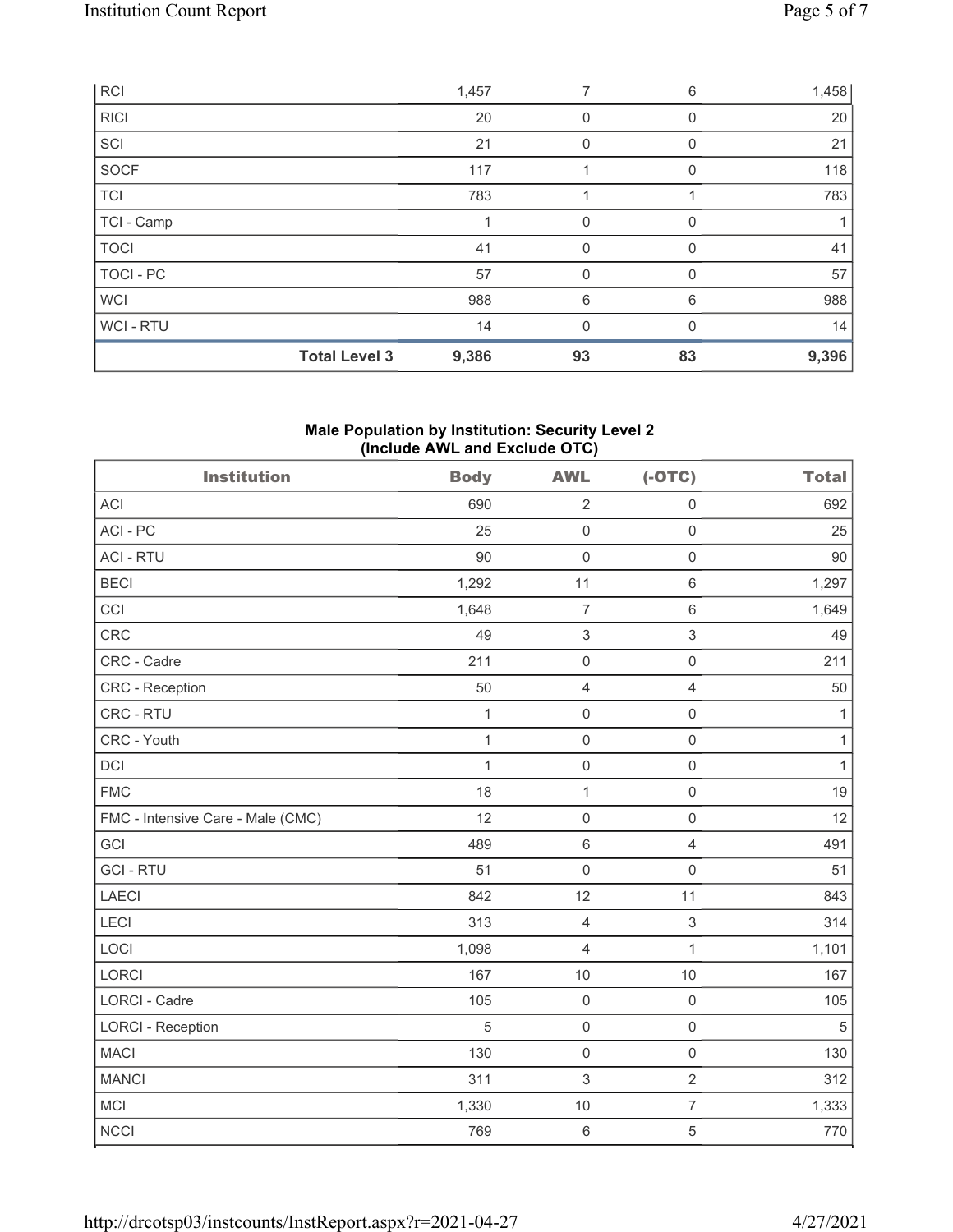| RCI | | 1,457 | 7 | 6 | 1,458 |
|---|---|---|---|---|---|
| RICI | | 20 | 0 | 0 | 20 |
| SCI | | 21 | 0 | 0 | 21 |
| SOCF | | 117 | 1 | 0 | 118 |
| TCI | | 783 | 1 | 1 | 783 |
| TCI - Camp | | 1 | 0 | 0 | 1 |
| TOCI | | 41 | 0 | 0 | 41 |
| TOCI - PC | | 57 | 0 | 0 | 57 |
| WCI | | 988 | 6 | 6 | 988 |
| WCI - RTU | | 14 | 0 | 0 | 14 |
| | **Total Level 3** | **9,386** | **93** | **83** | **9,396** |

### Male Population by Institution: Security Level 2 (Include AWL and Exclude OTC)

| Institution | Body | AWL | (-OTC) | Total |
|---|---|---|---|---|
| ACI | 690 | 2 | 0 | 692 |
| ACI - PC | 25 | 0 | 0 | 25 |
| ACI - RTU | 90 | 0 | 0 | 90 |
| BECI | 1,292 | 11 | 6 | 1,297 |
| CCI | 1,648 | 7 | 6 | 1,649 |
| CRC | 49 | 3 | 3 | 49 |
| CRC - Cadre | 211 | 0 | 0 | 211 |
| CRC - Reception | 50 | 4 | 4 | 50 |
| CRC - RTU | 1 | 0 | 0 | 1 |
| CRC - Youth | 1 | 0 | 0 | 1 |
| DCI | 1 | 0 | 0 | 1 |
| FMC | 18 | 1 | 0 | 19 |
| FMC - Intensive Care - Male (CMC) | 12 | 0 | 0 | 12 |
| GCI | 489 | 6 | 4 | 491 |
| GCI - RTU | 51 | 0 | 0 | 51 |
| LAECI | 842 | 12 | 11 | 843 |
| LECI | 313 | 4 | 3 | 314 |
| LOCI | 1,098 | 4 | 1 | 1,101 |
| LORCI | 167 | 10 | 10 | 167 |
| LORCI - Cadre | 105 | 0 | 0 | 105 |
| LORCI - Reception | 5 | 0 | 0 | 5 |
| MACI | 130 | 0 | 0 | 130 |
| MANCI | 311 | 3 | 2 | 312 |
| MCI | 1,330 | 10 | 7 | 1,333 |
| NCCI | 769 | 6 | 5 | 770 |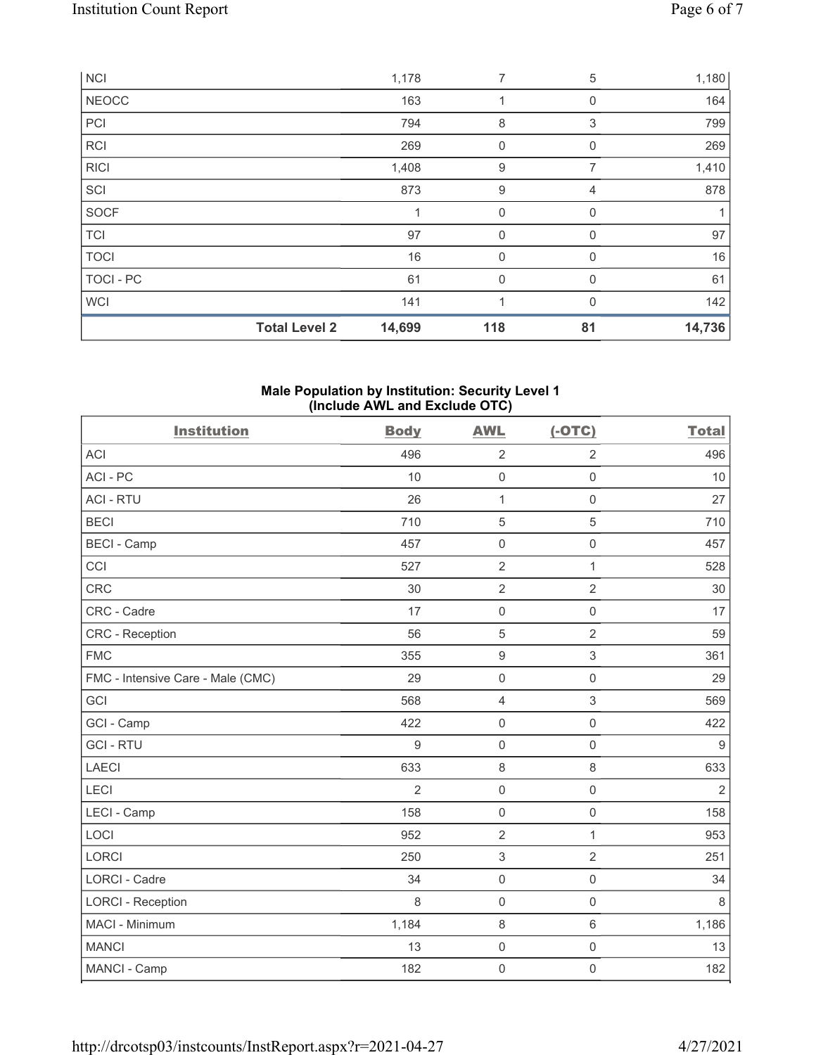| NCI | | 1,178 | 7 | 5 | 1,180 |
|---|---|---|---|---|---|
| NEOCC | | 163 | 1 | 0 | 164 |
| PCI | | 794 | 8 | 3 | 799 |
| RCI | | 269 | 0 | 0 | 269 |
| RICI | | 1,408 | 9 | 7 | 1,410 |
| SCI | | 873 | 9 | 4 | 878 |
| SOCF | | 1 | 0 | 0 | 1 |
| TCI | | 97 | 0 | 0 | 97 |
| TOCI | | 16 | 0 | 0 | 16 |
| TOCI - PC | | 61 | 0 | 0 | 61 |
| WCI | | 141 | 1 | 0 | 142 |
| | **Total Level 2** | **14,699** | **118** | **81** | **14,736** |

### Male Population by Institution: Security Level 1 (Include AWL and Exclude OTC)

| Institution | Body | AWL | (-OTC) | Total |
|---|---|---|---|---|
| ACI | 496 | 2 | 2 | 496 |
| ACI - PC | 10 | 0 | 0 | 10 |
| ACI - RTU | 26 | 1 | 0 | 27 |
| BECI | 710 | 5 | 5 | 710 |
| BECI - Camp | 457 | 0 | 0 | 457 |
| CCI | 527 | 2 | 1 | 528 |
| CRC | 30 | 2 | 2 | 30 |
| CRC - Cadre | 17 | 0 | 0 | 17 |
| CRC - Reception | 56 | 5 | 2 | 59 |
| FMC | 355 | 9 | 3 | 361 |
| FMC - Intensive Care - Male (CMC) | 29 | 0 | 0 | 29 |
| GCI | 568 | 4 | 3 | 569 |
| GCI - Camp | 422 | 0 | 0 | 422 |
| GCI - RTU | 9 | 0 | 0 | 9 |
| LAECI | 633 | 8 | 8 | 633 |
| LECI | 2 | 0 | 0 | 2 |
| LECI - Camp | 158 | 0 | 0 | 158 |
| LOCI | 952 | 2 | 1 | 953 |
| LORCI | 250 | 3 | 2 | 251 |
| LORCI - Cadre | 34 | 0 | 0 | 34 |
| LORCI - Reception | 8 | 0 | 0 | 8 |
| MACI - Minimum | 1,184 | 8 | 6 | 1,186 |
| MANCI | 13 | 0 | 0 | 13 |
| MANCI - Camp | 182 | 0 | 0 | 182 |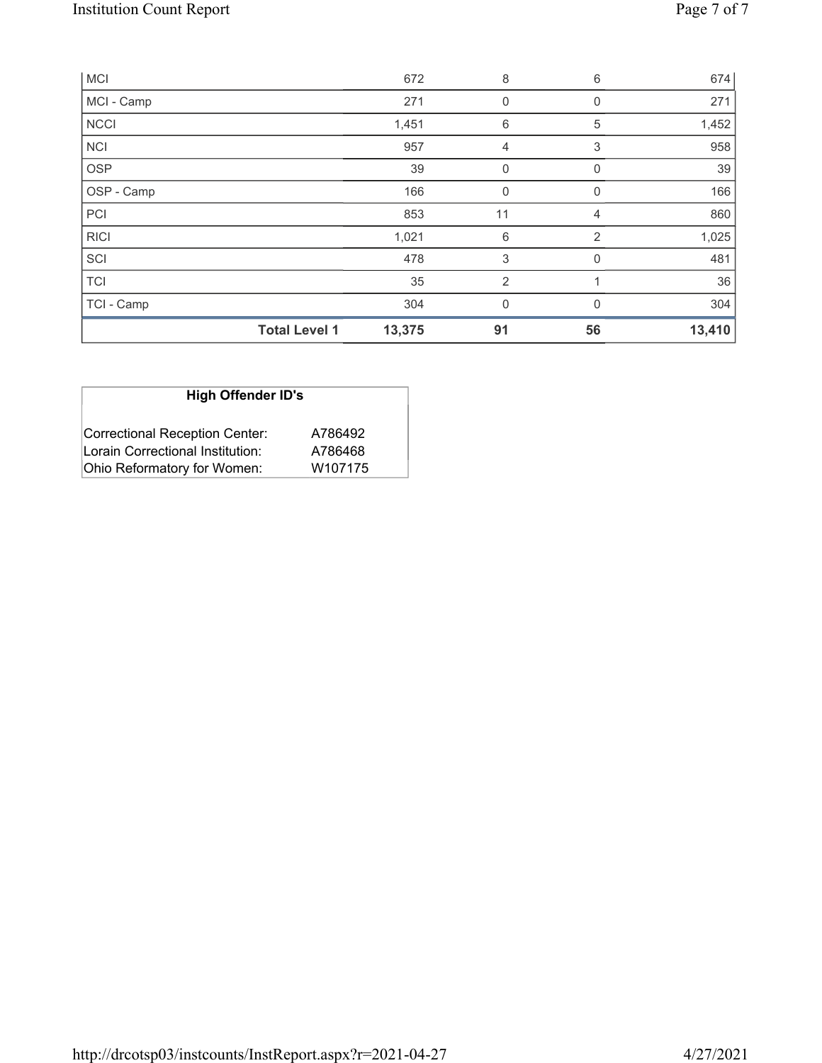| | | | | |
|---|---|---|---|---|
| MCI | 672 | 8 | 6 | 674 |
| MCI - Camp | 271 | 0 | 0 | 271 |
| NCCI | 1,451 | 6 | 5 | 1,452 |
| NCI | 957 | 4 | 3 | 958 |
| OSP | 39 | 0 | 0 | 39 |
| OSP - Camp | 166 | 0 | 0 | 166 |
| PCI | 853 | 11 | 4 | 860 |
| RICI | 1,021 | 6 | 2 | 1,025 |
| SCI | 478 | 3 | 0 | 481 |
| TCI | 35 | 2 | 1 | 36 |
| TCI - Camp | 304 | 0 | 0 | 304 |
| **Total Level 1** | **13,375** | **91** | **56** | **13,410** |

| High Offender ID's | |
|---|---|
| Correctional Reception Center: | A786492 |
| Lorain Correctional Institution: | A786468 |
| Ohio Reformatory for Women: | W107175 |